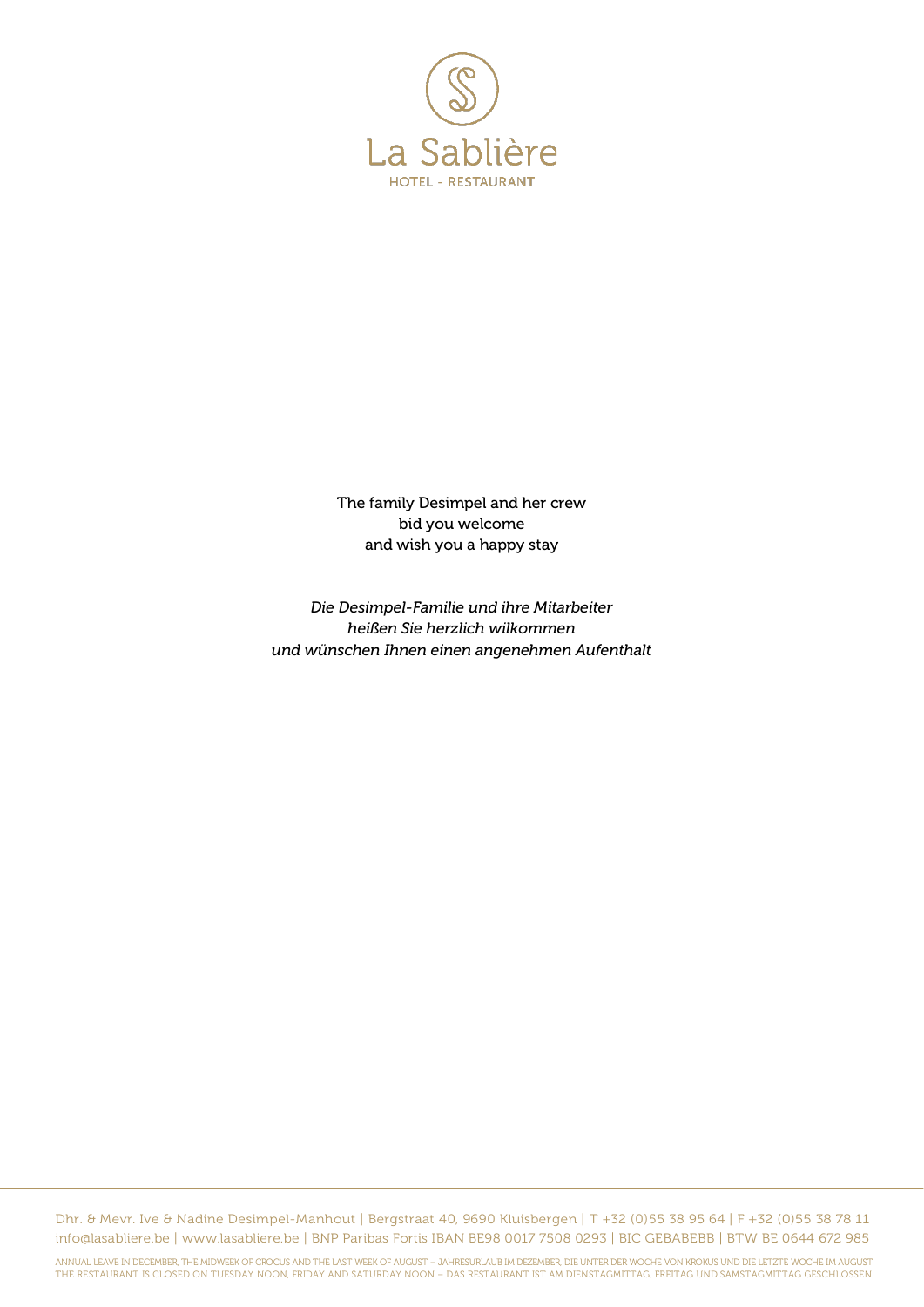# La Sablière

HOTEL - RESTAURANT

The family Desimpel and her crew
bid you welcome
and wish you a happy stay

*Die Desimpel-Familie und ihre Mitarbeiter*
*heißen Sie herzlich wilkommen*
*und wünschen Ihnen einen angenehmen Aufenthalt*

Dhr. & Mevr. Ive & Nadine Desimpel-Manhout | Bergstraat 40, 9690 Kluisbergen | T +32 (0)55 38 95 64 | F +32 (0)55 38 78 11
info@lasabliere.be | www.lasabliere.be | BNP Paribas Fortis IBAN BE98 0017 7508 0293 | BIC GEBABEBB | BTW BE 0644 672 985

ANNUAL LEAVE IN DECEMBER, THE MIDWEEK OF CROCUS AND THE LAST WEEK OF AUGUST – JAHRESURLAUB IM DEZEMBER, DIE UNTER DER WOCHE VON KROKUS UND DIE LETZTE WOCHE IM AUGUST
THE RESTAURANT IS CLOSED ON TUESDAY NOON, FRIDAY AND SATURDAY NOON – DAS RESTAURANT IST AM DIENSTAGMITTAG, FREITAG UND SAMSTAGMITTAG GESCHLOSSEN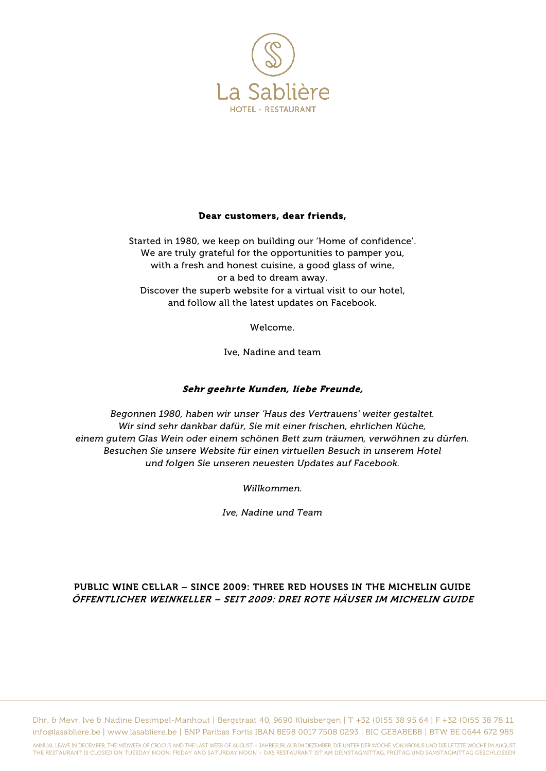La Sablière

HOTEL - RESTAURANT

**Dear customers, dear friends,**

Started in 1980, we keep on building our 'Home of confidence'.
We are truly grateful for the opportunities to pamper you,
with a fresh and honest cuisine, a good glass of wine,
or a bed to dream away.
Discover the superb website for a virtual visit to our hotel,
and follow all the latest updates on Facebook.

Welcome.

Ive, Nadine and team

***Sehr geehrte Kunden, liebe Freunde,***

*Begonnen 1980, haben wir unser 'Haus des Vertrauens' weiter gestaltet.*
*Wir sind sehr dankbar dafür, Sie mit einer frischen, ehrlichen Küche,*
*einem gutem Glas Wein oder einem schönen Bett zum träumen, verwöhnen zu dürfen.*
*Besuchen Sie unsere Website für einen virtuellen Besuch in unserem Hotel*
*und folgen Sie unseren neuesten Updates auf Facebook.*

*Willkommen.*

*Ive, Nadine und Team*

PUBLIC WINE CELLAR – SINCE 2009: THREE RED HOUSES IN THE MICHELIN GUIDE
*ÖFFENTLICHER WEINKELLER – SEIT 2009: DREI ROTE HÄUSER IM MICHELIN GUIDE*

Dhr. & Mevr. Ive & Nadine Desimpel-Manhout | Bergstraat 40, 9690 Kluisbergen | T +32 (0)55 38 95 64 | F +32 (0)55 38 78 11
info@lasabliere.be | www.lasabliere.be | BNP Paribas Fortis IBAN BE98 0017 7508 0293 | BIC GEBABEBB | BTW BE 0644 672 985

ANNUAL LEAVE IN DECEMBER, THE MIDWEEK OF CROCUS AND THE LAST WEEK OF AUGUST – JAHRESURLAUB IM DEZEMBER, DIE UNTER DER WOCHE VON KROKUS UND DIE LETZTE WOCHE IM AUGUST
THE RESTAURANT IS CLOSED ON TUESDAY NOON, FRIDAY AND SATURDAY NOON – DAS RESTAURANT IST AM DIENSTAGMITTAG, FREITAG UND SAMSTAGMITTAG GESCHLOSSEN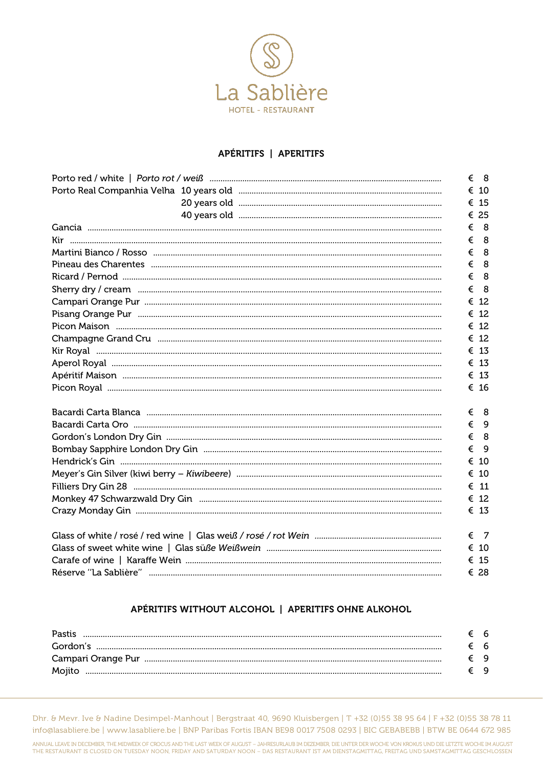# La Sablière

HOTEL - RESTAURANT

## APÉRITIFS | APERITIFS

| | |
|---|---|
| Porto red / white \| *Porto rot / weiß* | € 8 |
| Porto Real Companhia Velha 10 years old | € 10 |
| 20 years old | € 15 |
| 40 years old | € 25 |
| Gancia | € 8 |
| Kir | € 8 |
| Martini Bianco / Rosso | € 8 |
| Pineau des Charentes | € 8 |
| Ricard / Pernod | € 8 |
| Sherry dry / cream | € 8 |
| Campari Orange Pur | € 12 |
| Pisang Orange Pur | € 12 |
| Picon Maison | € 12 |
| Champagne Grand Cru | € 12 |
| Kir Royal | € 13 |
| Aperol Royal | € 13 |
| Apéritif Maison | € 13 |
| Picon Royal | € 16 |
| | |
| Bacardi Carta Blanca | € 8 |
| Bacardi Carta Oro | € 9 |
| Gordon's London Dry Gin | € 8 |
| Bombay Sapphire London Dry Gin | € 9 |
| Hendrick's Gin | € 10 |
| Meyer's Gin Silver (kiwi berry – *Kiwibeere*) | € 10 |
| Filliers Dry Gin 28 | € 11 |
| Monkey 47 Schwarzwald Dry Gin | € 12 |
| Crazy Monday Gin | € 13 |
| | |
| Glass of white / rosé / red wine \| Glas *weiß / rosé / rot Wein* | € 7 |
| Glass of sweet white wine \| Glas *süße Weißwein* | € 10 |
| Carafe of wine \| Karaffe Wein | € 15 |
| Réserve "La Sablière" | € 28 |

## APÉRITIFS WITHOUT ALCOHOL | APERITIFS OHNE ALKOHOL

| | |
|---|---|
| Pastis | € 6 |
| Gordon's | € 6 |
| Campari Orange Pur | € 9 |
| Mojito | € 9 |

Dhr. & Mevr. Ive & Nadine Desimpel-Manhout | Bergstraat 40, 9690 Kluisbergen | T +32 (0)55 38 95 64 | F +32 (0)55 38 78 11
info@lasabliere.be | www.lasabliere.be | BNP Paribas Fortis IBAN BE98 0017 7508 0293 | BIC GEBABEBB | BTW BE 0644 672 985

ANNUAL LEAVE IN DECEMBER, THE MIDWEEK OF CROCUS AND THE LAST WEEK OF AUGUST – JAHRESURLAUB IM DEZEMBER, DIE UNTER DER WOCHE VON KROKUS UND DIE LETZTE WOCHE IM AUGUST
THE RESTAURANT IS CLOSED ON TUESDAY NOON, FRIDAY AND SATURDAY NOON – DAS RESTAURANT IST AM DIENSTAGMITTAG, FREITAG UND SAMSTAGMITTAG GESCHLOSSEN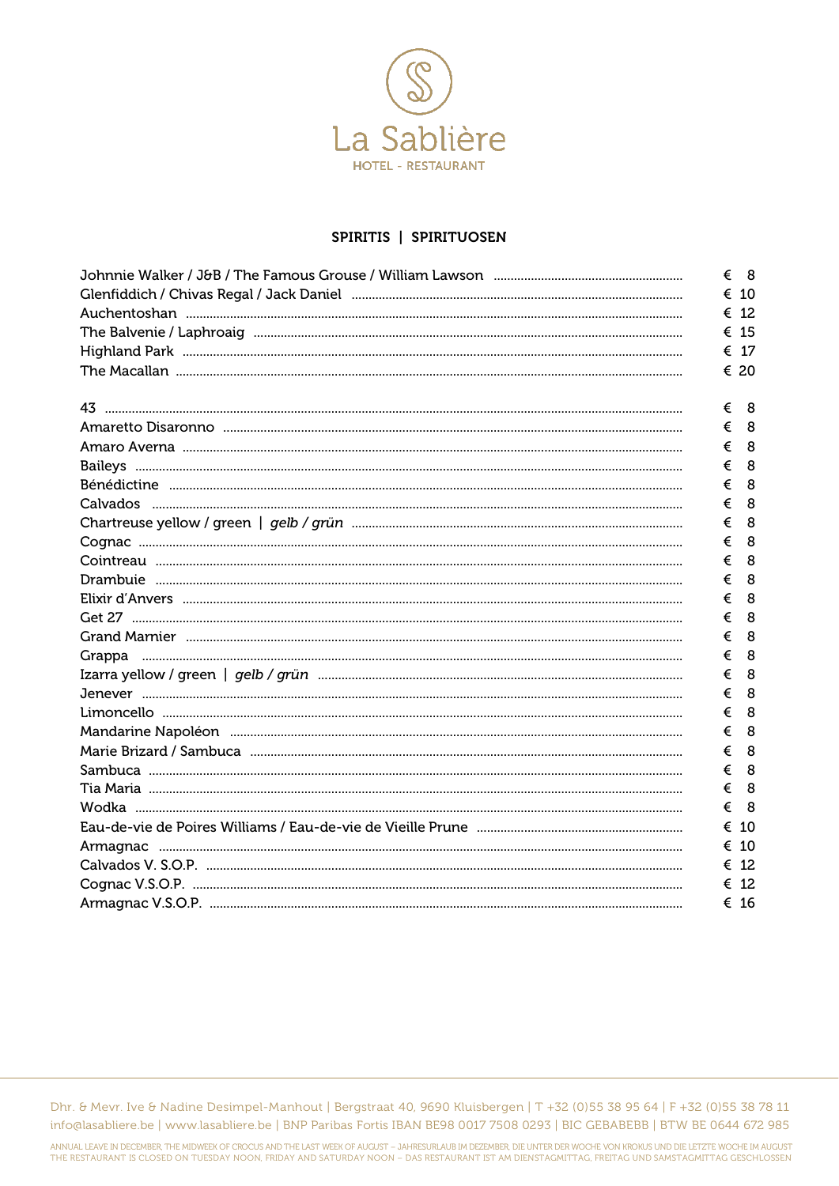La Sablière

HOTEL - RESTAURANT

## SPIRITIS | SPIRITUOSEN

| | |
|---|---|
| Johnnie Walker / J&B / The Famous Grouse / William Lawson | € 8 |
| Glenfiddich / Chivas Regal / Jack Daniel | € 10 |
| Auchentoshan | € 12 |
| The Balvenie / Laphroaig | € 15 |
| Highland Park | € 17 |
| The Macallan | € 20 |

| | |
|---|---|
| 43 | € 8 |
| Amaretto Disaronno | € 8 |
| Amaro Averna | € 8 |
| Baileys | € 8 |
| Bénédictine | € 8 |
| Calvados | € 8 |
| Chartreuse yellow / green \| *gelb / grün* | € 8 |
| Cognac | € 8 |
| Cointreau | € 8 |
| Drambuie | € 8 |
| Elixir d'Anvers | € 8 |
| Get 27 | € 8 |
| Grand Marnier | € 8 |
| Grappa | € 8 |
| Izarra yellow / green \| *gelb / grün* | € 8 |
| Jenever | € 8 |
| Limoncello | € 8 |
| Mandarine Napoléon | € 8 |
| Marie Brizard / Sambuca | € 8 |
| Sambuca | € 8 |
| Tia Maria | € 8 |
| Wodka | € 8 |
| Eau-de-vie de Poires Williams / Eau-de-vie de Vieille Prune | € 10 |
| Armagnac | € 10 |
| Calvados V. S.O.P. | € 12 |
| Cognac V.S.O.P. | € 12 |
| Armagnac V.S.O.P. | € 16 |

Dhr. & Mevr. Ive & Nadine Desimpel-Manhout | Bergstraat 40, 9690 Kluisbergen | T +32 (0)55 38 95 64 | F +32 (0)55 38 78 11
info@lasabliere.be | www.lasabliere.be | BNP Paribas Fortis IBAN BE98 0017 7508 0293 | BIC GEBABEBB | BTW BE 0644 672 985

ANNUAL LEAVE IN DECEMBER, THE MIDWEEK OF CROCUS AND THE LAST WEEK OF AUGUST – JAHRESURLAUB IM DEZEMBER, DIE UNTER DER WOCHE VON KROKUS UND DIE LETZTE WOCHE IM AUGUST
THE RESTAURANT IS CLOSED ON TUESDAY NOON, FRIDAY AND SATURDAY NOON – DAS RESTAURANT IST AM DIENSTAGMITTAG, FREITAG UND SAMSTAGMITTAG GESCHLOSSEN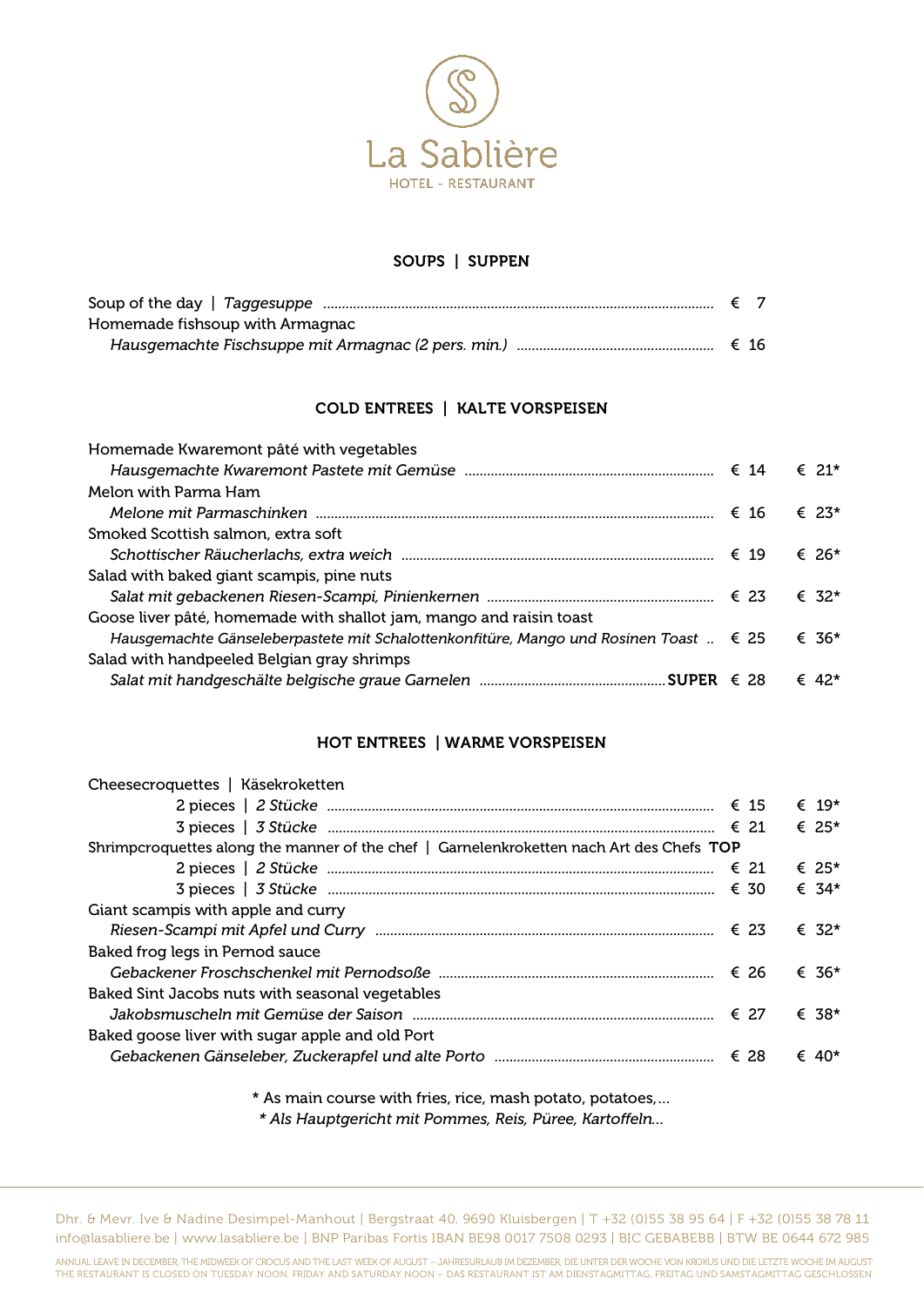# La Sablière

HOTEL - RESTAURANT

## SOUPS | SUPPEN

| | | |
|---|---|---|
| Soup of the day \| *Taggesuppe* | € 7 | |
| Homemade fishsoup with Armagnac<br>*Hausgemachte Fischsuppe mit Armagnac (2 pers. min.)* | € 16 | |

## COLD ENTREES | KALTE VORSPEISEN

| | | |
|---|---|---|
| Homemade Kwaremont pâté with vegetables<br>*Hausgemachte Kwaremont Pastete mit Gemüse* | € 14 | € 21* |
| Melon with Parma Ham<br>*Melone mit Parmaschinken* | € 16 | € 23* |
| Smoked Scottish salmon, extra soft<br>*Schottischer Räucherlachs, extra weich* | € 19 | € 26* |
| Salad with baked giant scampis, pine nuts<br>*Salat mit gebackenen Riesen-Scampi, Pinienkernen* | € 23 | € 32* |
| Goose liver pâté, homemade with shallot jam, mango and raisin toast<br>*Hausgemachte Gänseleberpastete mit Schalottenkonfitüre, Mango und Rosinen Toast* | € 25 | € 36* |
| Salad with handpeeled Belgian gray shrimps<br>*Salat mit handgeschälte belgische graue Garnelen* **SUPER** | € 28 | € 42* |

## HOT ENTREES | WARME VORSPEISEN

| | | |
|---|---|---|
| Cheesecroquettes \| Käsekroketten | | |
| 2 pieces \| *2 Stücke* | € 15 | € 19* |
| 3 pieces \| *3 Stücke* | € 21 | € 25* |
| Shrimpcroquettes along the manner of the chef \| Garnelenkroketten nach Art des Chefs **TOP** | | |
| 2 pieces \| *2 Stücke* | € 21 | € 25* |
| 3 pieces \| *3 Stücke* | € 30 | € 34* |
| Giant scampis with apple and curry<br>*Riesen-Scampi mit Apfel und Curry* | € 23 | € 32* |
| Baked frog legs in Pernod sauce<br>*Gebackener Froschschenkel mit Pernodsoße* | € 26 | € 36* |
| Baked Sint Jacobs nuts with seasonal vegetables<br>*Jakobsmuscheln mit Gemüse der Saison* | € 27 | € 38* |
| Baked goose liver with sugar apple and old Port<br>*Gebackenen Gänseleber, Zuckerapfel und alte Porto* | € 28 | € 40* |

\* As main course with fries, rice, mash potato, potatoes,...
*\* Als Hauptgericht mit Pommes, Reis, Püree, Kartoffeln...*

Dhr. & Mevr. Ive & Nadine Desimpel-Manhout | Bergstraat 40, 9690 Kluisbergen | T +32 (0)55 38 95 64 | F +32 (0)55 38 78 11
info@lasabliere.be | www.lasabliere.be | BNP Paribas Fortis IBAN BE98 0017 7508 0293 | BIC GEBABEBB | BTW BE 0644 672 985

ANNUAL LEAVE IN DECEMBER, THE MIDWEEK OF CROCUS AND THE LAST WEEK OF AUGUST – JAHRESURLAUB IM DEZEMBER, DIE UNTER DER WOCHE VON KROKUS UND DIE LETZTE WOCHE IM AUGUST
THE RESTAURANT IS CLOSED ON TUESDAY NOON, FRIDAY AND SATURDAY NOON – DAS RESTAURANT IST AM DIENSTAGMITTAG, FREITAG UND SAMSTAGMITTAG GESCHLOSSEN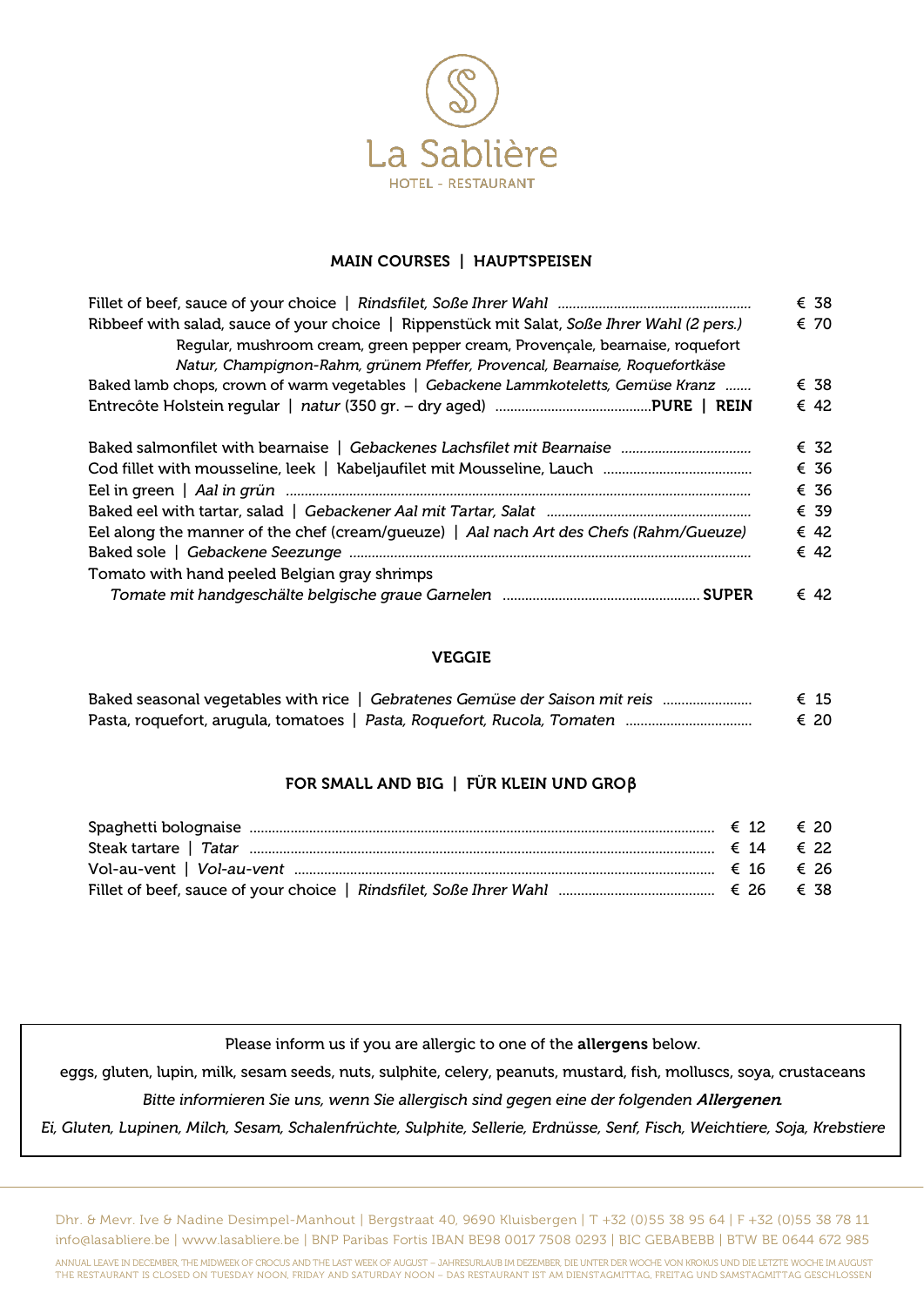# La Sablière

HOTEL - RESTAURANT

## MAIN COURSES | HAUPTSPEISEN

| | |
|---|---|
| Fillet of beef, sauce of your choice \| *Rindsfilet, Soße Ihrer Wahl* | € 38 |
| Ribbeef with salad, sauce of your choice \| Rippenstück mit Salat, *Soße Ihrer Wahl (2 pers.)*<br>Regular, mushroom cream, green pepper cream, Provençale, bearnaise, roquefort<br>*Natur, Champignon-Rahm, grünem Pfeffer, Provencal, Bearnaise, Roquefortkäse* | € 70 |
| Baked lamb chops, crown of warm vegetables \| *Gebackene Lammkoteletts, Gemüse Kranz* | € 38 |
| Entrecôte Holstein regular \| *natur* (350 gr. – dry aged) **PURE \| REIN** | € 42 |
| Baked salmonfillet with bearnaise \| *Gebackenes Lachsfilet mit Bearnaise* | € 32 |
| Cod fillet with mousseline, leek \| Kabeljaufilet mit Mousseline, Lauch | € 36 |
| Eel in green \| *Aal in grün* | € 36 |
| Baked eel with tartar, salad \| *Gebackener Aal mit Tartar, Salat* | € 39 |
| Eel along the manner of the chef (cream/gueuze) \| *Aal nach Art des Chefs (Rahm/Gueuze)* | € 42 |
| Baked sole \| *Gebackene Seezunge* | € 42 |
| Tomato with hand peeled Belgian gray shrimps<br>*Tomate mit handgeschälte belgische graue Garnelen* **SUPER** | € 42 |

## VEGGIE

| | |
|---|---|
| Baked seasonal vegetables with rice \| *Gebratenes Gemüse der Saison mit reis* | € 15 |
| Pasta, roquefort, arugula, tomatoes \| *Pasta, Roquefort, Rucola, Tomaten* | € 20 |

## FOR SMALL AND BIG | FÜR KLEIN UND GROβ

| | | |
|---|---|---|
| Spaghetti bolognaise | € 12 | € 20 |
| Steak tartare \| *Tatar* | € 14 | € 22 |
| Vol-au-vent \| *Vol-au-vent* | € 16 | € 26 |
| Fillet of beef, sauce of your choice \| *Rindsfilet, Soße Ihrer Wahl* | € 26 | € 38 |

Please inform us if you are allergic to one of the **allergens** below.

eggs, gluten, lupin, milk, sesam seeds, nuts, sulphite, celery, peanuts, mustard, fish, molluscs, soya, crustaceans

*Bitte informieren Sie uns, wenn Sie allergisch sind gegen eine der folgenden **Allergenen**.*

*Ei, Gluten, Lupinen, Milch, Sesam, Schalenfrüchte, Sulphite, Sellerie, Erdnüsse, Senf, Fisch, Weichtiere, Soja, Krebstiere*

Dhr. & Mevr. Ive & Nadine Desimpel-Manhout | Bergstraat 40, 9690 Kluisbergen | T +32 (0)55 38 95 64 | F +32 (0)55 38 78 11
info@lasabliere.be | www.lasabliere.be | BNP Paribas Fortis IBAN BE98 0017 7508 0293 | BIC GEBABEBB | BTW BE 0644 672 985

ANNUAL LEAVE IN DECEMBER, THE MIDWEEK OF CROCUS AND THE LAST WEEK OF AUGUST – JAHRESURLAUB IM DEZEMBER, DIE UNTER DER WOCHE VON KROKUS UND DIE LETZTE WOCHE IM AUGUST
THE RESTAURANT IS CLOSED ON TUESDAY NOON, FRIDAY AND SATURDAY NOON – DAS RESTAURANT IST AM DIENSTAGMITTAG, FREITAG UND SAMSTAGMITTAG GESCHLOSSEN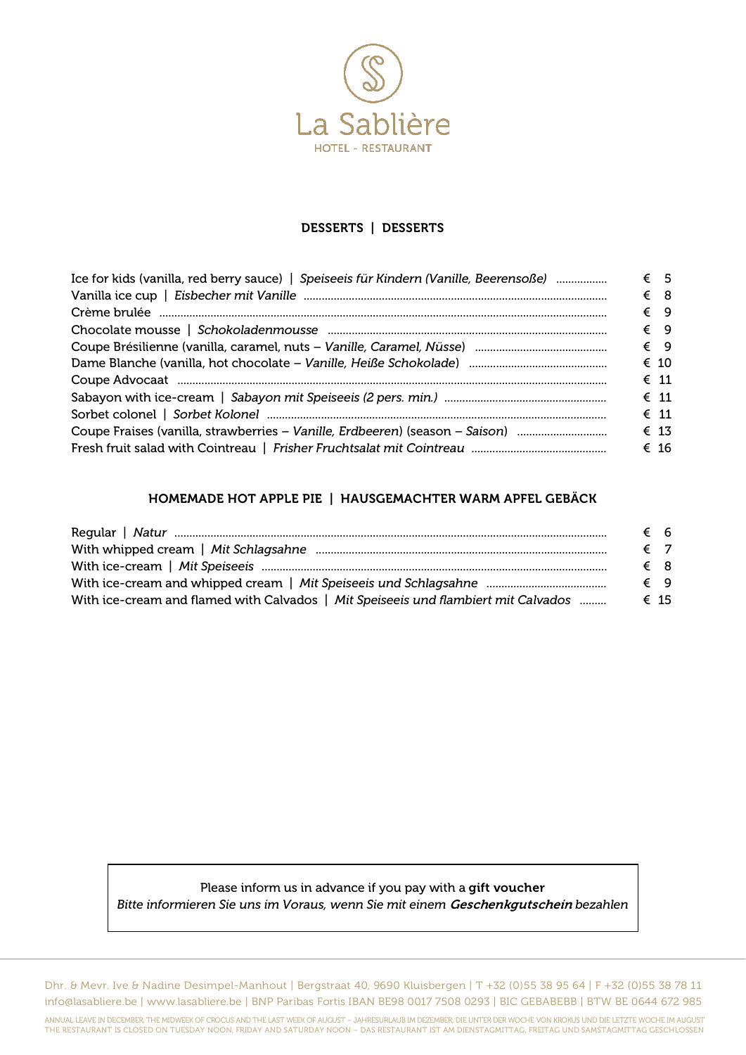# La Sablière

HOTEL - RESTAURANT

## DESSERTS | DESSERTS

| Item | Price |
|---|---|
| Ice for kids (vanilla, red berry sauce) \| *Speiseeis für Kindern (Vanille, Beerensoße)* | € 5 |
| Vanilla ice cup \| *Eisbecher mit Vanille* | € 8 |
| Crème brulée | € 9 |
| Chocolate mousse \| *Schokoladenmousse* | € 9 |
| Coupe Brésilienne (vanilla, caramel, nuts – *Vanille, Caramel, Nüsse*) | € 9 |
| Dame Blanche (vanilla, hot chocolate – *Vanille, Heiße Schokolade*) | € 10 |
| Coupe Advocaat | € 11 |
| Sabayon with ice-cream \| *Sabayon mit Speiseeis (2 pers. min.)* | € 11 |
| Sorbet colonel \| *Sorbet Kolonel* | € 11 |
| Coupe Fraises (vanilla, strawberries – *Vanille, Erdbeeren*) (season – *Saison*) | € 13 |
| Fresh fruit salad with Cointreau \| *Frisher Fruchtsalat mit Cointreau* | € 16 |

## HOMEMADE HOT APPLE PIE | HAUSGEMACHTER WARM APFEL GEBÄCK

| Item | Price |
|---|---|
| Regular \| *Natur* | € 6 |
| With whipped cream \| *Mit Schlagsahne* | € 7 |
| With ice-cream \| *Mit Speiseeis* | € 8 |
| With ice-cream and whipped cream \| *Mit Speiseeis und Schlagsahne* | € 9 |
| With ice-cream and flamed with Calvados \| *Mit Speiseeis und flambiert mit Calvados* | € 15 |

Please inform us in advance if you pay with a **gift voucher**
*Bitte informieren Sie uns im Voraus, wenn Sie mit einem **Geschenkgutschein** bezahlen*

Dhr. & Mevr. Ive & Nadine Desimpel-Manhout | Bergstraat 40, 9690 Kluisbergen | T +32 (0)55 38 95 64 | F +32 (0)55 38 78 11
info@lasabliere.be | www.lasabliere.be | BNP Paribas Fortis IBAN BE98 0017 7508 0293 | BIC GEBABEBB | BTW BE 0644 672 985

ANNUAL LEAVE IN DECEMBER, THE MIDWEEK OF CROCUS AND THE LAST WEEK OF AUGUST – JAHRESURLAUB IM DEZEMBER, DIE UNTER DER WOCHE VON KROKUS UND DIE LETZTE WOCHE IM AUGUST
THE RESTAURANT IS CLOSED ON TUESDAY NOON, FRIDAY AND SATURDAY NOON – DAS RESTAURANT IST AM DIENSTAGMITTAG, FREITAG UND SAMSTAGMITTAG GESCHLOSSEN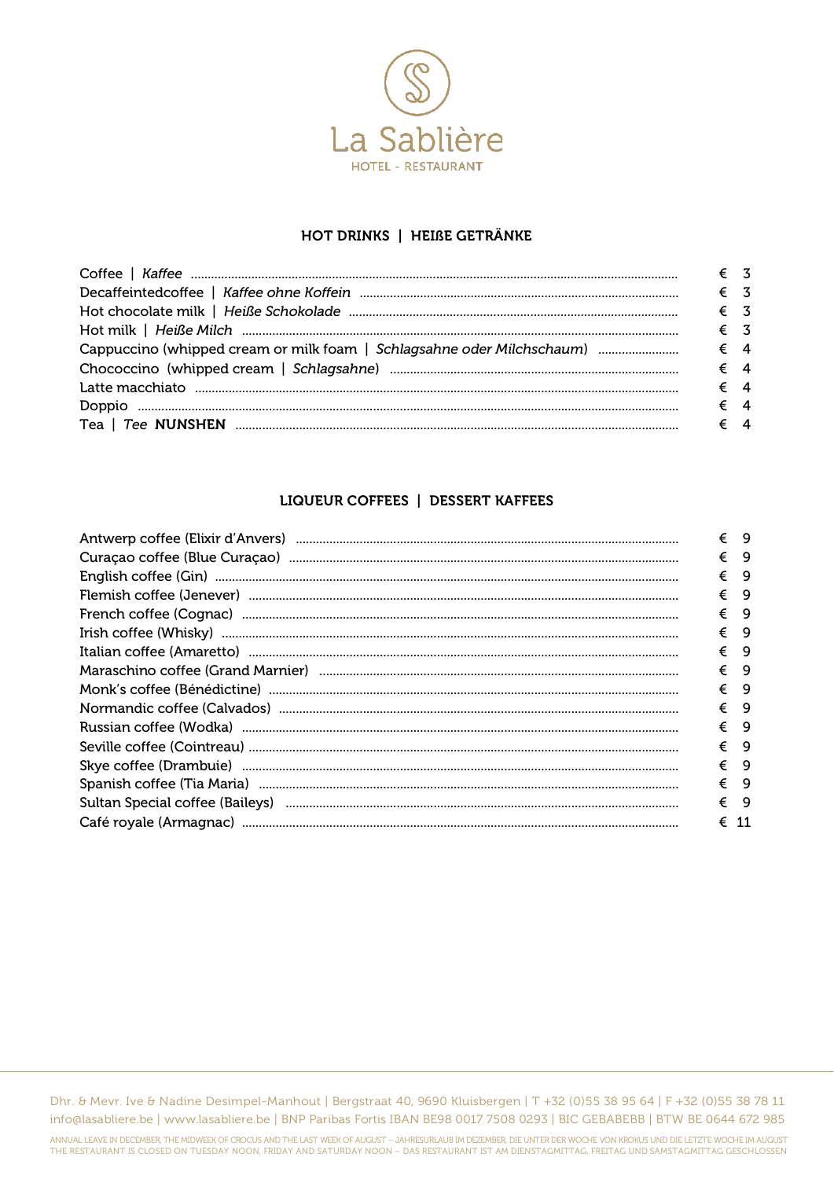La Sablière
HOTEL - RESTAURANT

## HOT DRINKS | HEIẞE GETRÄNKE

| | |
|---|---|
| Coffee \| *Kaffee* | € 3 |
| Decaffeintedcoffee \| *Kaffee ohne Koffein* | € 3 |
| Hot chocolate milk \| *Heiße Schokolade* | € 3 |
| Hot milk \| *Heiße Milch* | € 3 |
| Cappuccino (whipped cream or milk foam \| *Schlagsahne oder Milchschaum*) | € 4 |
| Chococcino (whipped cream \| *Schlagsahne*) | € 4 |
| Latte macchiato | € 4 |
| Doppio | € 4 |
| Tea \| *Tee* **NUNSHEN** | € 4 |

## LIQUEUR COFFEES | DESSERT KAFFEES

| | |
|---|---|
| Antwerp coffee (Elixir d'Anvers) | € 9 |
| Curaçao coffee (Blue Curaçao) | € 9 |
| English coffee (Gin) | € 9 |
| Flemish coffee (Jenever) | € 9 |
| French coffee (Cognac) | € 9 |
| Irish coffee (Whisky) | € 9 |
| Italian coffee (Amaretto) | € 9 |
| Maraschino coffee (Grand Marnier) | € 9 |
| Monk's coffee (Bénédictine) | € 9 |
| Normandic coffee (Calvados) | € 9 |
| Russian coffee (Wodka) | € 9 |
| Seville coffee (Cointreau) | € 9 |
| Skye coffee (Drambuie) | € 9 |
| Spanish coffee (Tia Maria) | € 9 |
| Sultan Special coffee (Baileys) | € 9 |
| Café royale (Armagnac) | € 11 |

Dhr. & Mevr. Ive & Nadine Desimpel-Manhout | Bergstraat 40, 9690 Kluisbergen | T +32 (0)55 38 95 64 | F +32 (0)55 38 78 11
info@lasabliere.be | www.lasabliere.be | BNP Paribas Fortis IBAN BE98 0017 7508 0293 | BIC GEBABEBB | BTW BE 0644 672 985

ANNUAL LEAVE IN DECEMBER, THE MIDWEEK OF CROCUS AND THE LAST WEEK OF AUGUST – JAHRESURLAUB IM DEZEMBER, DIE UNTER DER WOCHE VON KROKUS UND DIE LETZTE WOCHE IM AUGUST
THE RESTAURANT IS CLOSED ON TUESDAY NOON, FRIDAY AND SATURDAY NOON – DAS RESTAURANT IST AM DIENSTAGMITTAG, FREITAG UND SAMSTAGMITTAG GESCHLOSSEN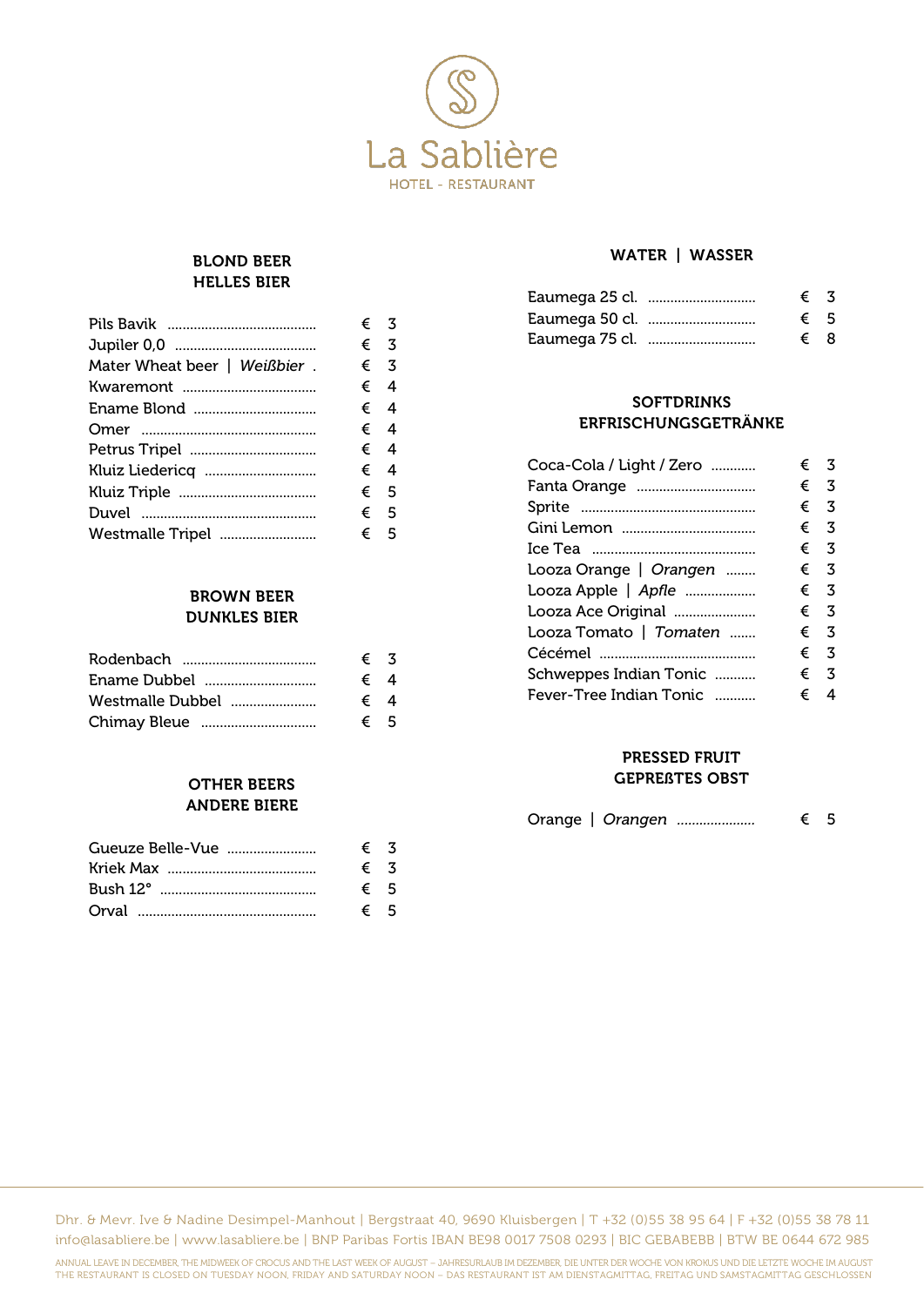# La Sablière

HOTEL - RESTAURANT

## BLOND BEER
## HELLES BIER

| | |
|---|---|
| Pils Bavik | € 3 |
| Jupiler 0,0 | € 3 |
| Mater Wheat beer \| *Weißbier* | € 3 |
| Kwaremont | € 4 |
| Ename Blond | € 4 |
| Omer | € 4 |
| Petrus Tripel | € 4 |
| Kluiz Liedericq | € 4 |
| Kluiz Triple | € 5 |
| Duvel | € 5 |
| Westmalle Tripel | € 5 |

## BROWN BEER
## DUNKLES BIER

| | |
|---|---|
| Rodenbach | € 3 |
| Ename Dubbel | € 4 |
| Westmalle Dubbel | € 4 |
| Chimay Bleue | € 5 |

## OTHER BEERS
## ANDERE BIERE

| | |
|---|---|
| Gueuze Belle-Vue | € 3 |
| Kriek Max | € 3 |
| Bush 12° | € 5 |
| Orval | € 5 |

## WATER | WASSER

| | |
|---|---|
| Eaumega 25 cl. | € 3 |
| Eaumega 50 cl. | € 5 |
| Eaumega 75 cl. | € 8 |

## SOFTDRINKS
## ERFRISCHUNGSGETRÄNKE

| | |
|---|---|
| Coca-Cola / Light / Zero | € 3 |
| Fanta Orange | € 3 |
| Sprite | € 3 |
| Gini Lemon | € 3 |
| Ice Tea | € 3 |
| Looza Orange \| *Orangen* | € 3 |
| Looza Apple \| *Apfle* | € 3 |
| Looza Ace Original | € 3 |
| Looza Tomato \| *Tomaten* | € 3 |
| Cécémel | € 3 |
| Schweppes Indian Tonic | € 3 |
| Fever-Tree Indian Tonic | € 4 |

## PRESSED FRUIT
## GEPREßTES OBST

| | |
|---|---|
| Orange \| *Orangen* | € 5 |

Dhr. & Mevr. Ive & Nadine Desimpel-Manhout | Bergstraat 40, 9690 Kluisbergen | T +32 (0)55 38 95 64 | F +32 (0)55 38 78 11
info@lasabliere.be | www.lasabliere.be | BNP Paribas Fortis IBAN BE98 0017 7508 0293 | BIC GEBABEBB | BTW BE 0644 672 985

ANNUAL LEAVE IN DECEMBER, THE MIDWEEK OF CROCUS AND THE LAST WEEK OF AUGUST – JAHRESURLAUB IM DEZEMBER, DIE UNTER DER WOCHE VON KROKUS UND DIE LETZTE WOCHE IM AUGUST
THE RESTAURANT IS CLOSED ON TUESDAY NOON, FRIDAY AND SATURDAY NOON – DAS RESTAURANT IST AM DIENSTAGMITTAG, FREITAG UND SAMSTAGMITTAG GESCHLOSSEN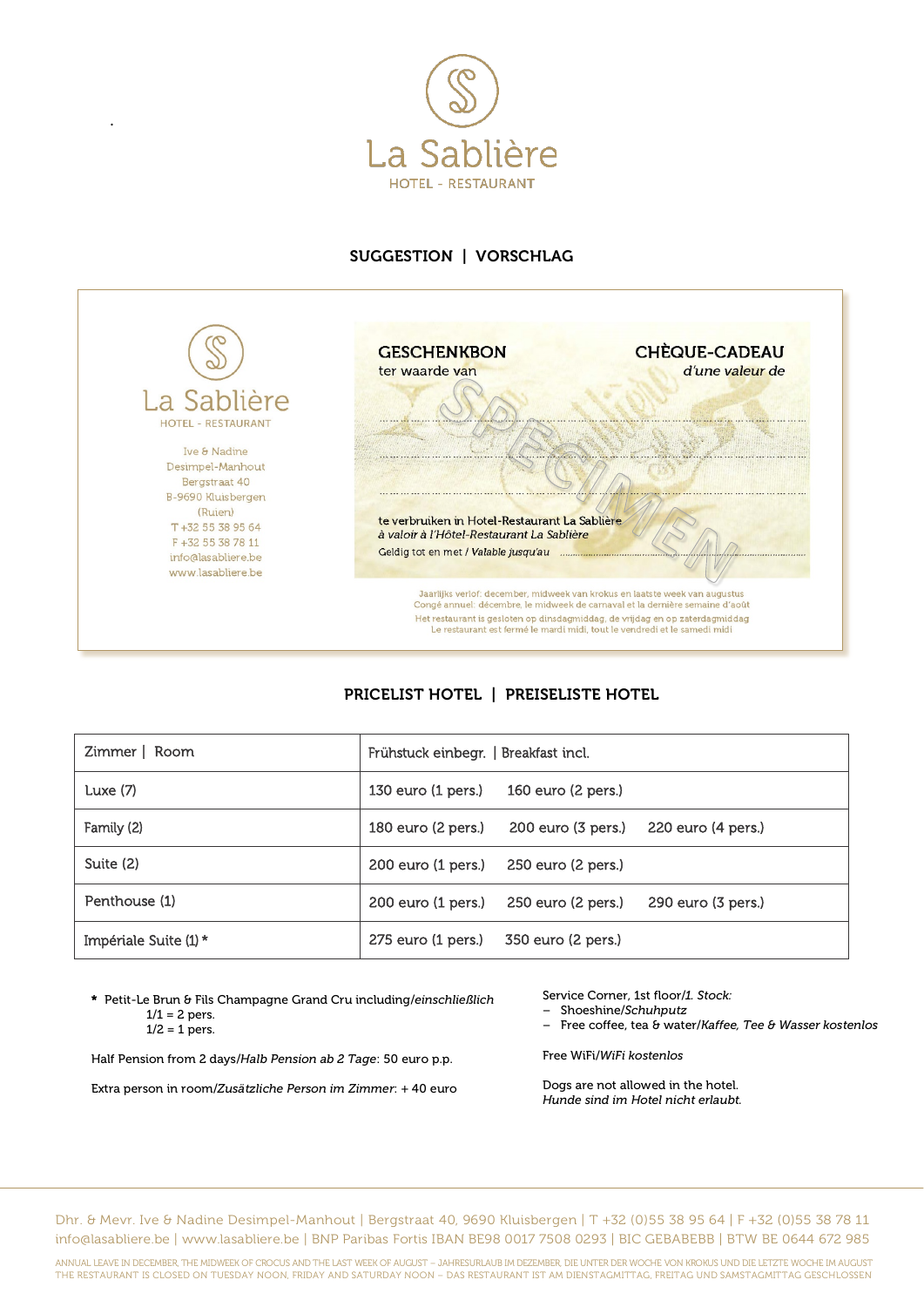La Sablière

HOTEL - RESTAURANT

## SUGGESTION | VORSCHLAG

La Sablière

HOTEL - RESTAURANT

Ive & Nadine
Desimpel-Manhout
Bergstraat 40
B-9690 Kluisbergen
(Ruien)
T +32 55 38 95 64
F +32 55 38 78 11
info@lasabliere.be
www.lasabliere.be

**GESCHENKBON**
ter waarde van

**CHÈQUE-CADEAU**
*d'une valeur de*

SPECIMEN

te verbruiken in Hotel-Restaurant La Sablière
*à valoir à l'Hôtel-Restaurant La Sablière*
Geldig tot en met / *Valable jusqu'au* ..........

Jaarlijks verlof: december, midweek van krokus en laatste week van augustus
Congé annuel: décembre, le midweek de carnaval et la dernière semaine d'août
Het restaurant is gesloten op dinsdagmiddag, de vrijdag en op zaterdagmiddag
Le restaurant est fermé le mardi midi, tout le vendredi et le samedi midi

## PRICELIST HOTEL | PREISELISTE HOTEL

| Zimmer \| Room | Frühstuck einbegr. \| Breakfast incl. | | |
|---|---|---|---|
| Luxe (7) | 130 euro (1 pers.) | 160 euro (2 pers.) | |
| Family (2) | 180 euro (2 pers.) | 200 euro (3 pers.) | 220 euro (4 pers.) |
| Suite (2) | 200 euro (1 pers.) | 250 euro (2 pers.) | |
| Penthouse (1) | 200 euro (1 pers.) | 250 euro (2 pers.) | 290 euro (3 pers.) |
| Impériale Suite (1) * | 275 euro (1 pers.) | 350 euro (2 pers.) | |

**\*** Petit-Le Brun & Fils Champagne Grand Cru including/*einschließlich*
1/1 = 2 pers.
1/2 = 1 pers.

Half Pension from 2 days/*Halb Pension ab 2 Tage*: 50 euro p.p.

Extra person in room/*Zusätzliche Person im Zimmer*: + 40 euro

Service Corner, 1st floor/*1. Stock:*
- Shoeshine/*Schuhputz*
- Free coffee, tea & water/*Kaffee, Tee & Wasser kostenlos*

Free WiFi/*WiFi kostenlos*

Dogs are not allowed in the hotel.
*Hunde sind im Hotel nicht erlaubt.*

Dhr. & Mevr. Ive & Nadine Desimpel-Manhout | Bergstraat 40, 9690 Kluisbergen | T +32 (0)55 38 95 64 | F +32 (0)55 38 78 11
info@lasabliere.be | www.lasabliere.be | BNP Paribas Fortis IBAN BE98 0017 7508 0293 | BIC GEBABEBB | BTW BE 0644 672 985

ANNUAL LEAVE IN DECEMBER, THE MIDWEEK OF CROCUS AND THE LAST WEEK OF AUGUST – JAHRESURLAUB IM DEZEMBER, DIE UNTER DER WOCHE VON KROKUS UND DIE LETZTE WOCHE IM AUGUST
THE RESTAURANT IS CLOSED ON TUESDAY NOON, FRIDAY AND SATURDAY NOON – DAS RESTAURANT IST AM DIENSTAGMITTAG, FREITAG UND SAMSTAGMITTAG GESCHLOSSEN